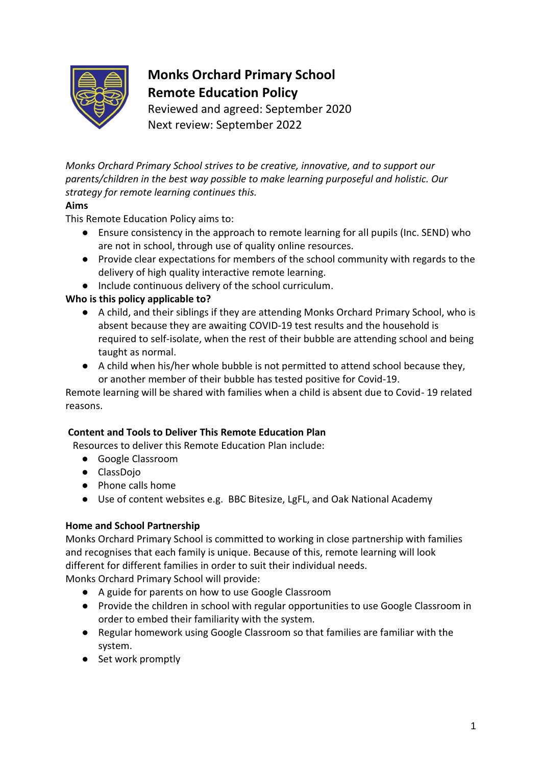# Monks Orchard Primary School
## Remote Education Policy

Reviewed and agreed: September 2020
Next review: September 2022

*Monks Orchard Primary School strives to be creative, innovative, and to support our parents/children in the best way possible to make learning purposeful and holistic. Our strategy for remote learning continues this.*

**Aims**

This Remote Education Policy aims to:

- Ensure consistency in the approach to remote learning for all pupils (Inc. SEND) who are not in school, through use of quality online resources.
- Provide clear expectations for members of the school community with regards to the delivery of high quality interactive remote learning.
- Include continuous delivery of the school curriculum.

**Who is this policy applicable to?**

- A child, and their siblings if they are attending Monks Orchard Primary School, who is absent because they are awaiting COVID-19 test results and the household is required to self-isolate, when the rest of their bubble are attending school and being taught as normal.
- A child when his/her whole bubble is not permitted to attend school because they, or another member of their bubble has tested positive for Covid-19.

Remote learning will be shared with families when a child is absent due to Covid- 19 related reasons.

**Content and Tools to Deliver This Remote Education Plan**

Resources to deliver this Remote Education Plan include:

- Google Classroom
- ClassDojo
- Phone calls home
- Use of content websites e.g. BBC Bitesize, LgFL, and Oak National Academy

**Home and School Partnership**

Monks Orchard Primary School is committed to working in close partnership with families and recognises that each family is unique. Because of this, remote learning will look different for different families in order to suit their individual needs.

Monks Orchard Primary School will provide:

- A guide for parents on how to use Google Classroom
- Provide the children in school with regular opportunities to use Google Classroom in order to embed their familiarity with the system.
- Regular homework using Google Classroom so that families are familiar with the system.
- Set work promptly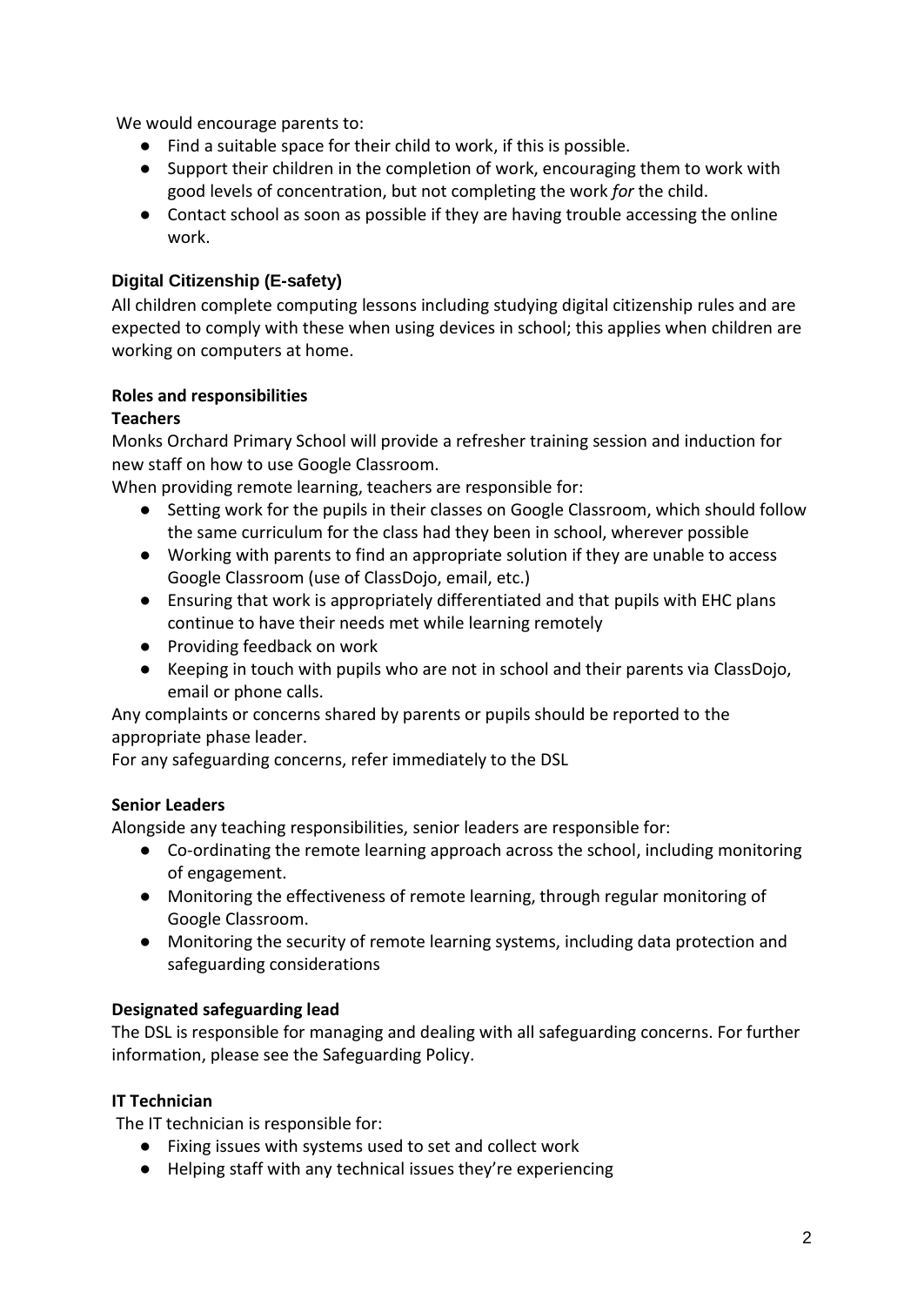We would encourage parents to:

- Find a suitable space for their child to work, if this is possible.
- Support their children in the completion of work, encouraging them to work with good levels of concentration, but not completing the work *for* the child.
- Contact school as soon as possible if they are having trouble accessing the online work.

### Digital Citizenship (E-safety)

All children complete computing lessons including studying digital citizenship rules and are expected to comply with these when using devices in school; this applies when children are working on computers at home.

### Roles and responsibilities

**Teachers**

Monks Orchard Primary School will provide a refresher training session and induction for new staff on how to use Google Classroom.

When providing remote learning, teachers are responsible for:

- Setting work for the pupils in their classes on Google Classroom, which should follow the same curriculum for the class had they been in school, wherever possible
- Working with parents to find an appropriate solution if they are unable to access Google Classroom (use of ClassDojo, email, etc.)
- Ensuring that work is appropriately differentiated and that pupils with EHC plans continue to have their needs met while learning remotely
- Providing feedback on work
- Keeping in touch with pupils who are not in school and their parents via ClassDojo, email or phone calls.

Any complaints or concerns shared by parents or pupils should be reported to the appropriate phase leader.

For any safeguarding concerns, refer immediately to the DSL

**Senior Leaders**

Alongside any teaching responsibilities, senior leaders are responsible for:

- Co-ordinating the remote learning approach across the school, including monitoring of engagement.
- Monitoring the effectiveness of remote learning, through regular monitoring of Google Classroom.
- Monitoring the security of remote learning systems, including data protection and safeguarding considerations

**Designated safeguarding lead**

The DSL is responsible for managing and dealing with all safeguarding concerns. For further information, please see the Safeguarding Policy.

**IT Technician**

The IT technician is responsible for:

- Fixing issues with systems used to set and collect work
- Helping staff with any technical issues they're experiencing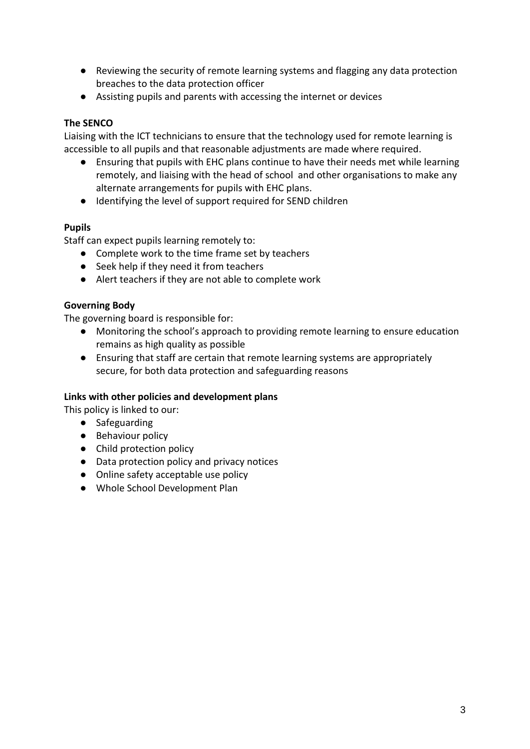- Reviewing the security of remote learning systems and flagging any data protection breaches to the data protection officer
- Assisting pupils and parents with accessing the internet or devices

**The SENCO**

Liaising with the ICT technicians to ensure that the technology used for remote learning is accessible to all pupils and that reasonable adjustments are made where required.

- Ensuring that pupils with EHC plans continue to have their needs met while learning remotely, and liaising with the head of school and other organisations to make any alternate arrangements for pupils with EHC plans.
- Identifying the level of support required for SEND children

**Pupils**

Staff can expect pupils learning remotely to:

- Complete work to the time frame set by teachers
- Seek help if they need it from teachers
- Alert teachers if they are not able to complete work

**Governing Body**

The governing board is responsible for:

- Monitoring the school's approach to providing remote learning to ensure education remains as high quality as possible
- Ensuring that staff are certain that remote learning systems are appropriately secure, for both data protection and safeguarding reasons

**Links with other policies and development plans**

This policy is linked to our:

- Safeguarding
- Behaviour policy
- Child protection policy
- Data protection policy and privacy notices
- Online safety acceptable use policy
- Whole School Development Plan